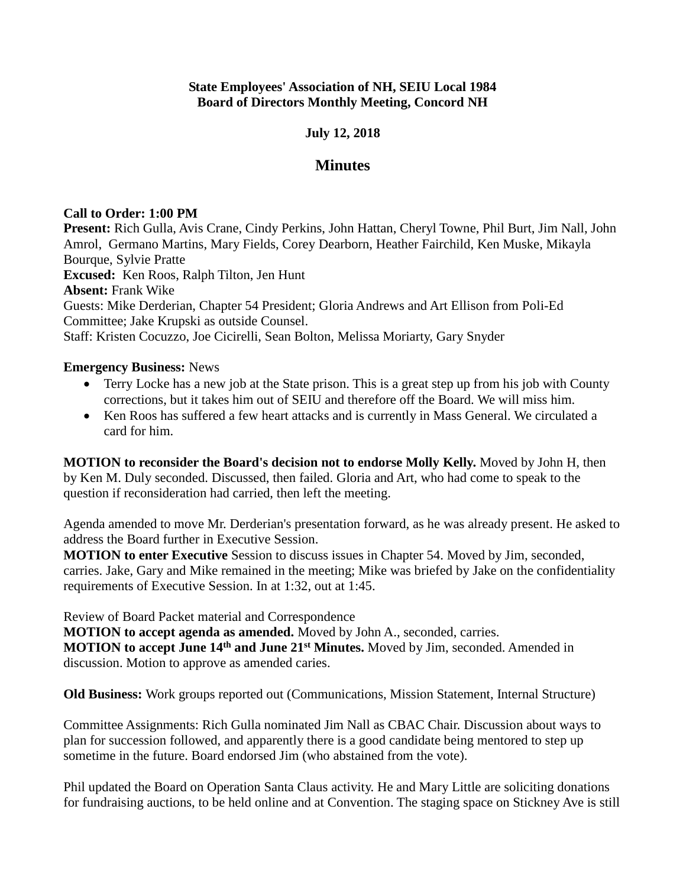**State Employees' Association of NH, SEIU Local 1984**
**Board of Directors Monthly Meeting, Concord NH**

**July 12, 2018**

# Minutes

**Call to Order: 1:00 PM**
**Present:** Rich Gulla, Avis Crane, Cindy Perkins, John Hattan, Cheryl Towne, Phil Burt, Jim Nall, John Amrol, Germano Martins, Mary Fields, Corey Dearborn, Heather Fairchild, Ken Muske, Mikayla Bourque, Sylvie Pratte
**Excused:** Ken Roos, Ralph Tilton, Jen Hunt
**Absent:** Frank Wike
Guests: Mike Derderian, Chapter 54 President; Gloria Andrews and Art Ellison from Poli-Ed Committee; Jake Krupski as outside Counsel.
Staff: Kristen Cocuzzo, Joe Cicirelli, Sean Bolton, Melissa Moriarty, Gary Snyder

**Emergency Business:** News

- Terry Locke has a new job at the State prison. This is a great step up from his job with County corrections, but it takes him out of SEIU and therefore off the Board. We will miss him.
- Ken Roos has suffered a few heart attacks and is currently in Mass General. We circulated a card for him.

**MOTION to reconsider the Board's decision not to endorse Molly Kelly.** Moved by John H, then by Ken M. Duly seconded. Discussed, then failed. Gloria and Art, who had come to speak to the question if reconsideration had carried, then left the meeting.

Agenda amended to move Mr. Derderian's presentation forward, as he was already present. He asked to address the Board further in Executive Session.
**MOTION to enter Executive** Session to discuss issues in Chapter 54. Moved by Jim, seconded, carries. Jake, Gary and Mike remained in the meeting; Mike was briefed by Jake on the confidentiality requirements of Executive Session. In at 1:32, out at 1:45.

Review of Board Packet material and Correspondence
**MOTION to accept agenda as amended.** Moved by John A., seconded, carries.
**MOTION to accept June 14th and June 21st Minutes.** Moved by Jim, seconded. Amended in discussion. Motion to approve as amended caries.

**Old Business:** Work groups reported out (Communications, Mission Statement, Internal Structure)

Committee Assignments: Rich Gulla nominated Jim Nall as CBAC Chair. Discussion about ways to plan for succession followed, and apparently there is a good candidate being mentored to step up sometime in the future. Board endorsed Jim (who abstained from the vote).

Phil updated the Board on Operation Santa Claus activity. He and Mary Little are soliciting donations for fundraising auctions, to be held online and at Convention. The staging space on Stickney Ave is still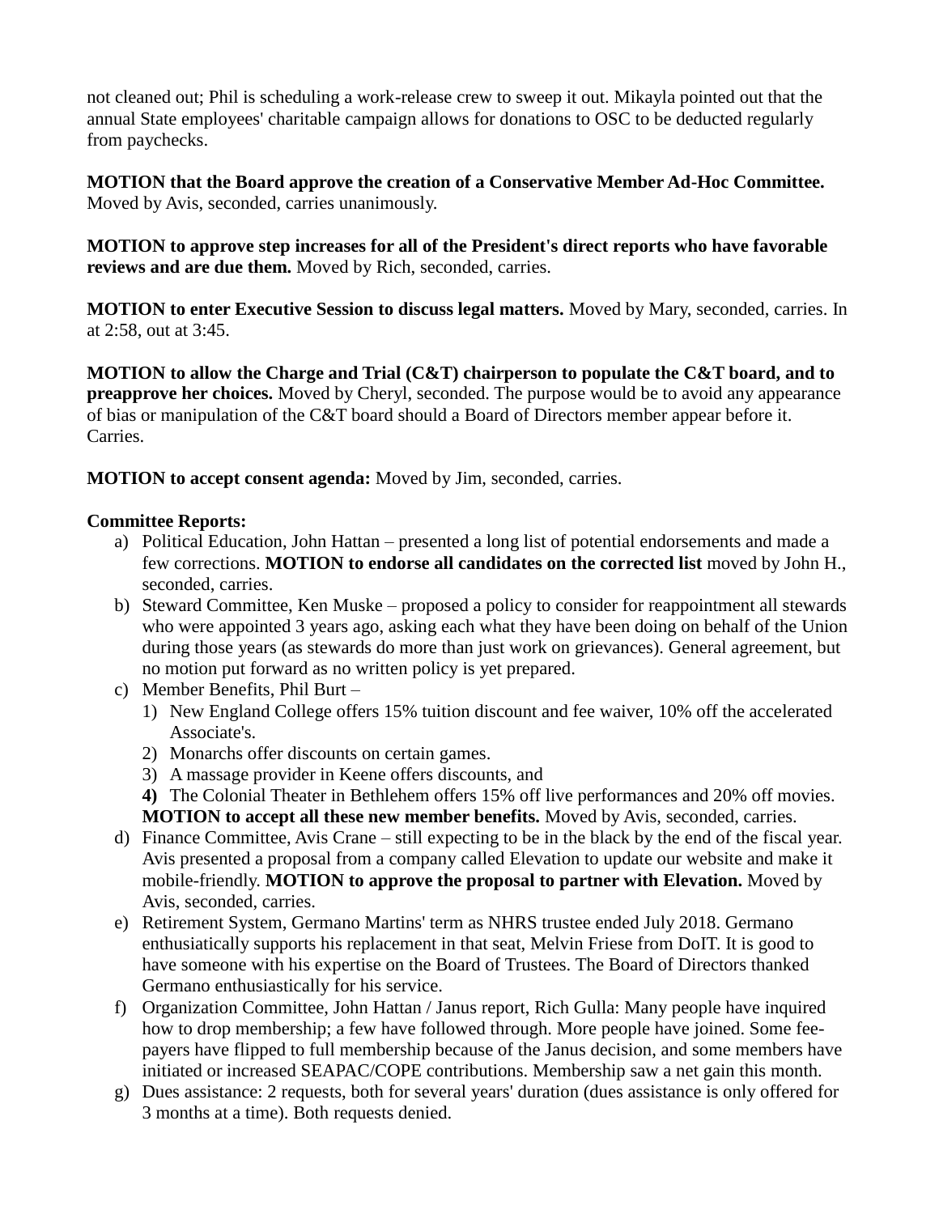not cleaned out; Phil is scheduling a work-release crew to sweep it out. Mikayla pointed out that the annual State employees' charitable campaign allows for donations to OSC to be deducted regularly from paychecks.

**MOTION that the Board approve the creation of a Conservative Member Ad-Hoc Committee.** Moved by Avis, seconded, carries unanimously.

**MOTION to approve step increases for all of the President's direct reports who have favorable reviews and are due them.** Moved by Rich, seconded, carries.

**MOTION to enter Executive Session to discuss legal matters.** Moved by Mary, seconded, carries. In at 2:58, out at 3:45.

**MOTION to allow the Charge and Trial (C&T) chairperson to populate the C&T board, and to preapprove her choices.** Moved by Cheryl, seconded. The purpose would be to avoid any appearance of bias or manipulation of the C&T board should a Board of Directors member appear before it. Carries.

**MOTION to accept consent agenda:** Moved by Jim, seconded, carries.

**Committee Reports:**

a) Political Education, John Hattan – presented a long list of potential endorsements and made a few corrections. **MOTION to endorse all candidates on the corrected list** moved by John H., seconded, carries.

b) Steward Committee, Ken Muske – proposed a policy to consider for reappointment all stewards who were appointed 3 years ago, asking each what they have been doing on behalf of the Union during those years (as stewards do more than just work on grievances). General agreement, but no motion put forward as no written policy is yet prepared.

c) Member Benefits, Phil Burt –
   1) New England College offers 15% tuition discount and fee waiver, 10% off the accelerated Associate's.
   2) Monarchs offer discounts on certain games.
   3) A massage provider in Keene offers discounts, and
   4) The Colonial Theater in Bethlehem offers 15% off live performances and 20% off movies.

   **MOTION to accept all these new member benefits.** Moved by Avis, seconded, carries.

d) Finance Committee, Avis Crane – still expecting to be in the black by the end of the fiscal year. Avis presented a proposal from a company called Elevation to update our website and make it mobile-friendly. **MOTION to approve the proposal to partner with Elevation.** Moved by Avis, seconded, carries.

e) Retirement System, Germano Martins' term as NHRS trustee ended July 2018. Germano enthusiatically supports his replacement in that seat, Melvin Friese from DoIT. It is good to have someone with his expertise on the Board of Trustees. The Board of Directors thanked Germano enthusiastically for his service.

f) Organization Committee, John Hattan / Janus report, Rich Gulla: Many people have inquired how to drop membership; a few have followed through. More people have joined. Some fee-payers have flipped to full membership because of the Janus decision, and some members have initiated or increased SEAPAC/COPE contributions. Membership saw a net gain this month.

g) Dues assistance: 2 requests, both for several years' duration (dues assistance is only offered for 3 months at a time). Both requests denied.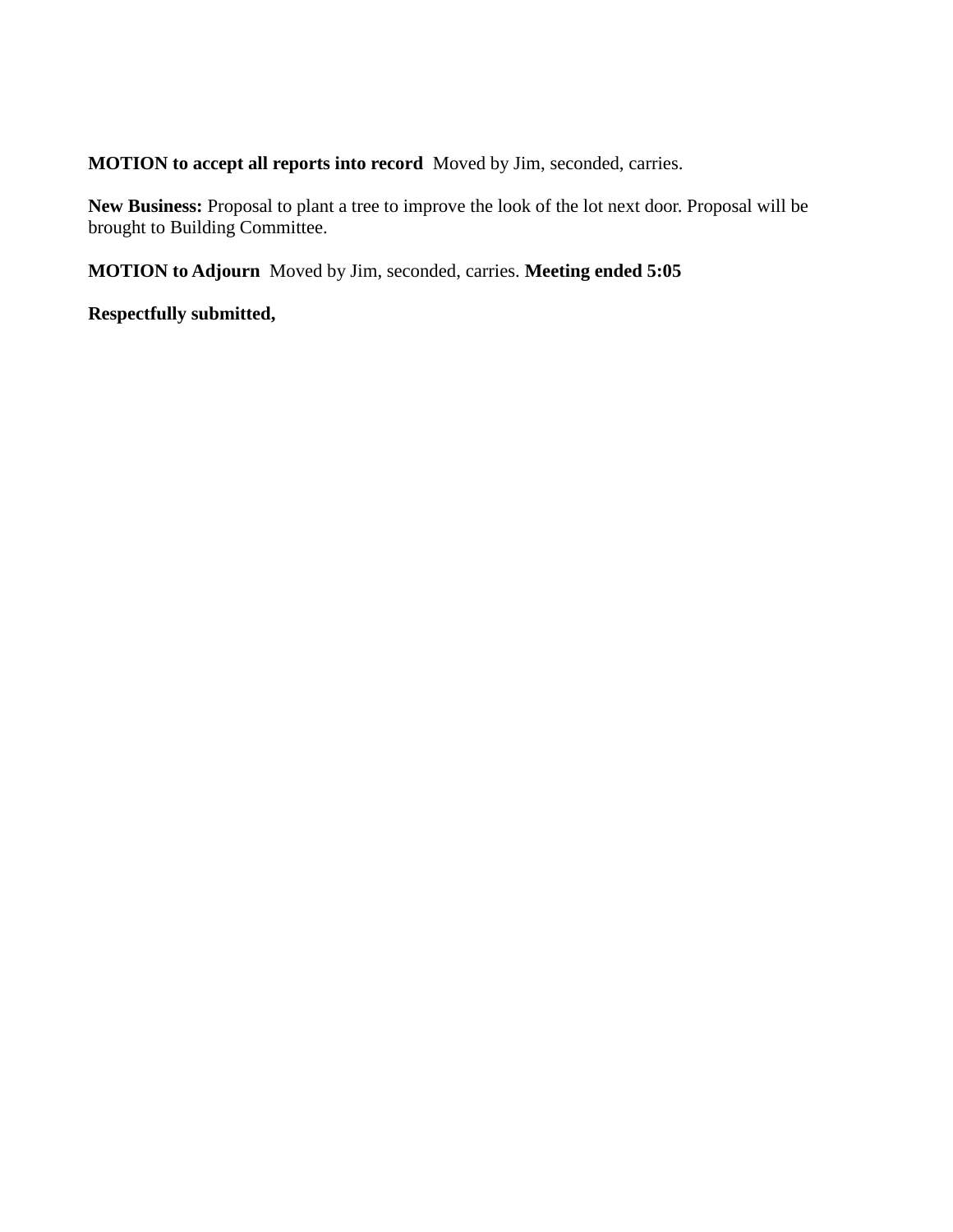**MOTION to accept all reports into record** Moved by Jim, seconded, carries.

**New Business:** Proposal to plant a tree to improve the look of the lot next door. Proposal will be brought to Building Committee.

**MOTION to Adjourn** Moved by Jim, seconded, carries. **Meeting ended 5:05**

**Respectfully submitted,**